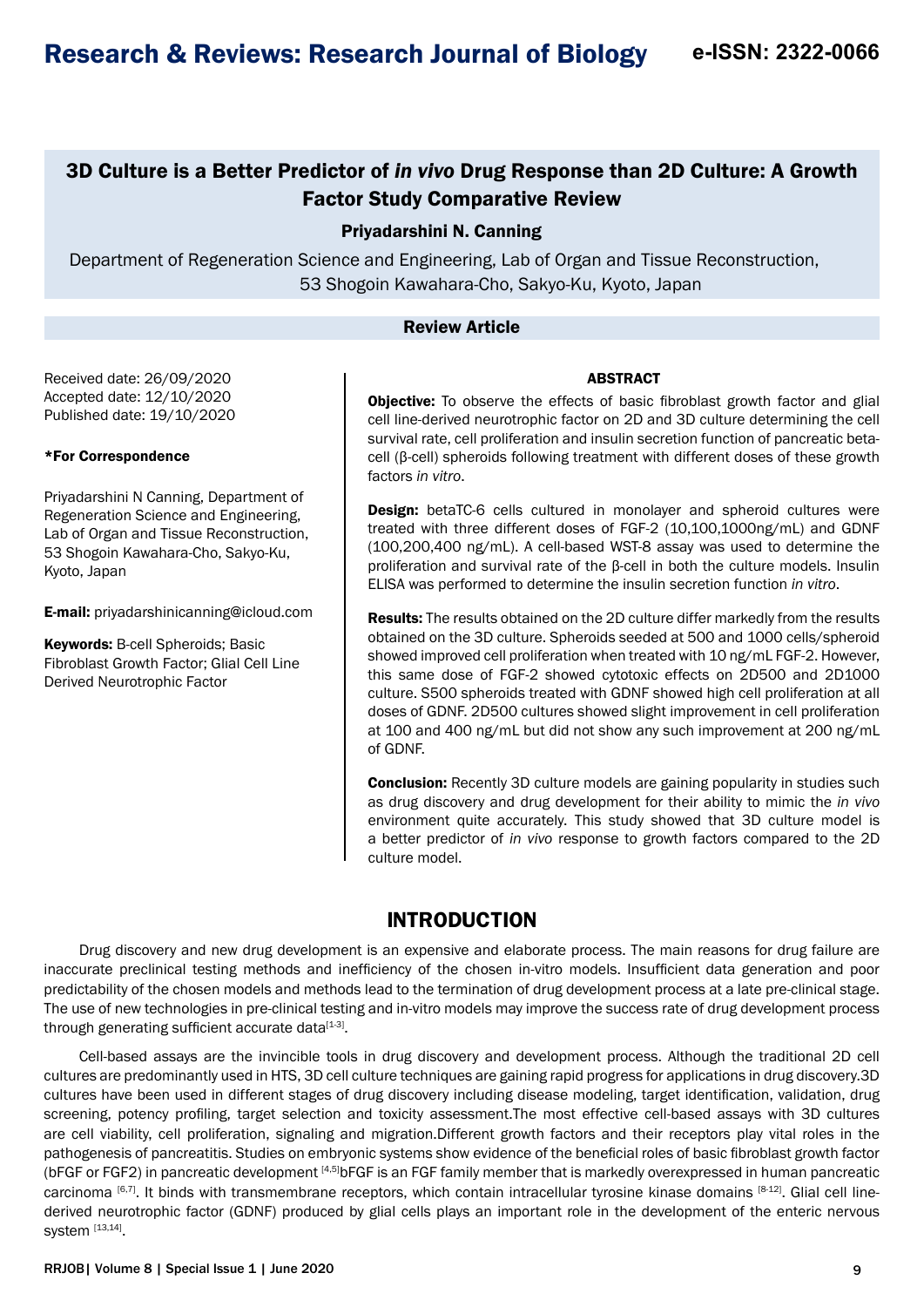# 3D Culture is a Better Predictor of *in vivo* Drug Response than 2D Culture: A Growth Factor Study Comparative Review

**Priyadarshini N. Canning**

Department of Regeneration Science and Engineering, Lab of Organ and Tissue Reconstruction, 53 Shogoin Kawahara-Cho, Sakyo-Ku, Kyoto, Japan

**Review Article**

Received date: 26/09/2020
Accepted date: 12/10/2020
Published date: 19/10/2020

**\*For Correspondence**

Priyadarshini N Canning, Department of Regeneration Science and Engineering, Lab of Organ and Tissue Reconstruction, 53 Shogoin Kawahara-Cho, Sakyo-Ku, Kyoto, Japan

**E-mail:** priyadarshinicanning@icloud.com

**Keywords:** B-cell Spheroids; Basic Fibroblast Growth Factor; Glial Cell Line Derived Neurotrophic Factor

## ABSTRACT

**Objective:** To observe the effects of basic fibroblast growth factor and glial cell line-derived neurotrophic factor on 2D and 3D culture determining the cell survival rate, cell proliferation and insulin secretion function of pancreatic beta-cell (β-cell) spheroids following treatment with different doses of these growth factors *in vitro*.

**Design:** betaTC-6 cells cultured in monolayer and spheroid cultures were treated with three different doses of FGF-2 (10,100,1000ng/mL) and GDNF (100,200,400 ng/mL). A cell-based WST-8 assay was used to determine the proliferation and survival rate of the β-cell in both the culture models. Insulin ELISA was performed to determine the insulin secretion function *in vitro*.

**Results:** The results obtained on the 2D culture differ markedly from the results obtained on the 3D culture. Spheroids seeded at 500 and 1000 cells/spheroid showed improved cell proliferation when treated with 10 ng/mL FGF-2. However, this same dose of FGF-2 showed cytotoxic effects on 2D500 and 2D1000 culture. S500 spheroids treated with GDNF showed high cell proliferation at all doses of GDNF. 2D500 cultures showed slight improvement in cell proliferation at 100 and 400 ng/mL but did not show any such improvement at 200 ng/mL of GDNF.

**Conclusion:** Recently 3D culture models are gaining popularity in studies such as drug discovery and drug development for their ability to mimic the *in vivo* environment quite accurately. This study showed that 3D culture model is a better predictor of *in vivo* response to growth factors compared to the 2D culture model.

## INTRODUCTION

Drug discovery and new drug development is an expensive and elaborate process. The main reasons for drug failure are inaccurate preclinical testing methods and inefficiency of the chosen in-vitro models. Insufficient data generation and poor predictability of the chosen models and methods lead to the termination of drug development process at a late pre-clinical stage. The use of new technologies in pre-clinical testing and in-vitro models may improve the success rate of drug development process through generating sufficient accurate data[1-3].

Cell-based assays are the invincible tools in drug discovery and development process. Although the traditional 2D cell cultures are predominantly used in HTS, 3D cell culture techniques are gaining rapid progress for applications in drug discovery.3D cultures have been used in different stages of drug discovery including disease modeling, target identification, validation, drug screening, potency profiling, target selection and toxicity assessment.The most effective cell-based assays with 3D cultures are cell viability, cell proliferation, signaling and migration.Different growth factors and their receptors play vital roles in the pathogenesis of pancreatitis. Studies on embryonic systems show evidence of the beneficial roles of basic fibroblast growth factor (bFGF or FGF2) in pancreatic development [4,5]bFGF is an FGF family member that is markedly overexpressed in human pancreatic carcinoma [6,7]. It binds with transmembrane receptors, which contain intracellular tyrosine kinase domains [8-12]. Glial cell line-derived neurotrophic factor (GDNF) produced by glial cells plays an important role in the development of the enteric nervous system [13,14].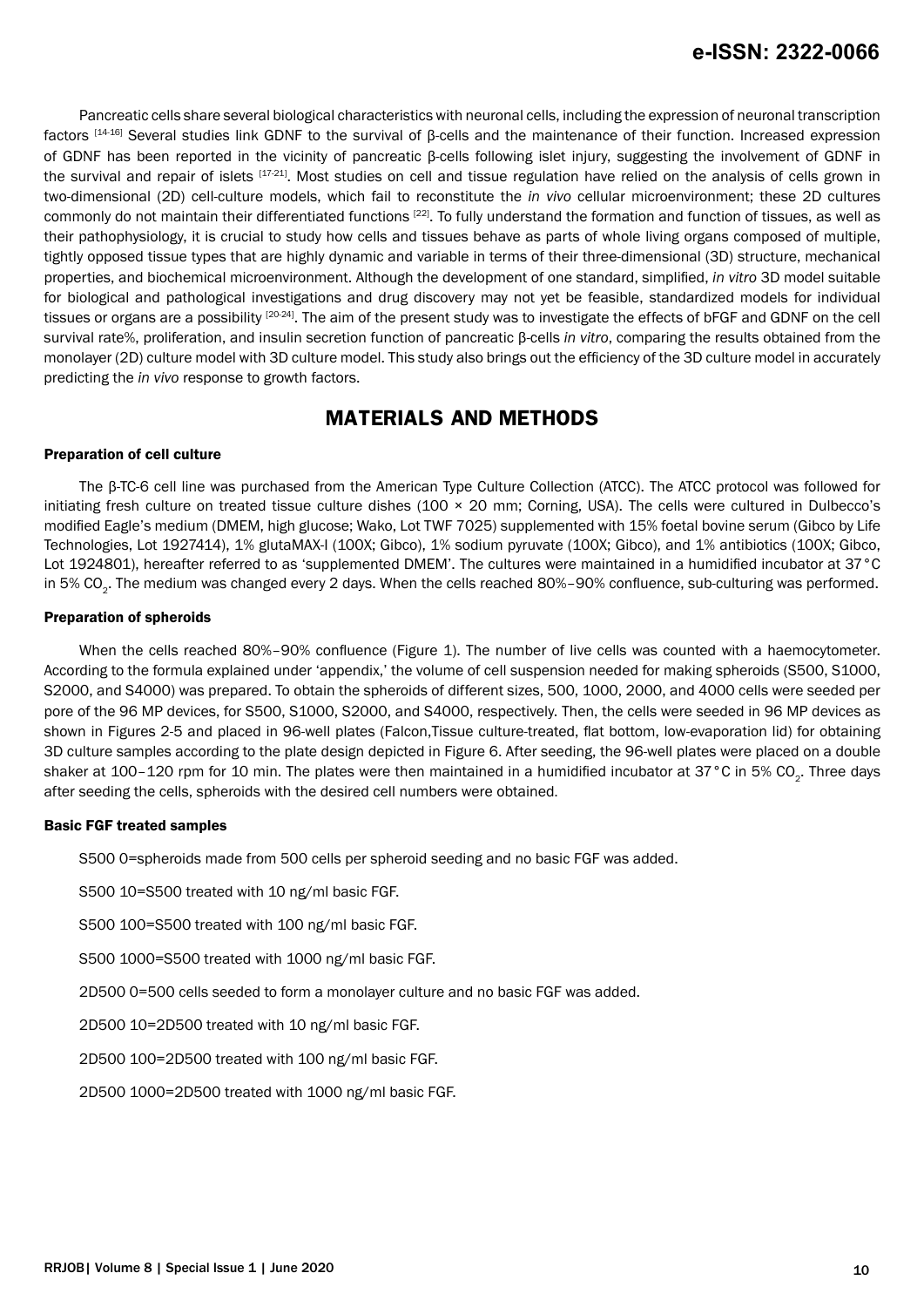Pancreatic cells share several biological characteristics with neuronal cells, including the expression of neuronal transcription factors [14-16] Several studies link GDNF to the survival of β-cells and the maintenance of their function. Increased expression of GDNF has been reported in the vicinity of pancreatic β-cells following islet injury, suggesting the involvement of GDNF in the survival and repair of islets [17-21]. Most studies on cell and tissue regulation have relied on the analysis of cells grown in two-dimensional (2D) cell-culture models, which fail to reconstitute the *in vivo* cellular microenvironment; these 2D cultures commonly do not maintain their differentiated functions [22]. To fully understand the formation and function of tissues, as well as their pathophysiology, it is crucial to study how cells and tissues behave as parts of whole living organs composed of multiple, tightly opposed tissue types that are highly dynamic and variable in terms of their three-dimensional (3D) structure, mechanical properties, and biochemical microenvironment. Although the development of one standard, simplified, *in vitro* 3D model suitable for biological and pathological investigations and drug discovery may not yet be feasible, standardized models for individual tissues or organs are a possibility [20-24]. The aim of the present study was to investigate the effects of bFGF and GDNF on the cell survival rate%, proliferation, and insulin secretion function of pancreatic β-cells *in vitro*, comparing the results obtained from the monolayer (2D) culture model with 3D culture model. This study also brings out the efficiency of the 3D culture model in accurately predicting the *in vivo* response to growth factors.

## MATERIALS AND METHODS

### Preparation of cell culture

The β-TC-6 cell line was purchased from the American Type Culture Collection (ATCC). The ATCC protocol was followed for initiating fresh culture on treated tissue culture dishes (100 × 20 mm; Corning, USA). The cells were cultured in Dulbecco's modified Eagle's medium (DMEM, high glucose; Wako, Lot TWF 7025) supplemented with 15% foetal bovine serum (Gibco by Life Technologies, Lot 1927414), 1% glutaMAX-I (100X; Gibco), 1% sodium pyruvate (100X; Gibco), and 1% antibiotics (100X; Gibco, Lot 1924801), hereafter referred to as 'supplemented DMEM'. The cultures were maintained in a humidified incubator at 37°C in 5% $CO_2$. The medium was changed every 2 days. When the cells reached 80%–90% confluence, sub-culturing was performed.

### Preparation of spheroids

When the cells reached 80%–90% confluence (Figure 1). The number of live cells was counted with a haemocytometer. According to the formula explained under 'appendix,' the volume of cell suspension needed for making spheroids (S500, S1000, S2000, and S4000) was prepared. To obtain the spheroids of different sizes, 500, 1000, 2000, and 4000 cells were seeded per pore of the 96 MP devices, for S500, S1000, S2000, and S4000, respectively. Then, the cells were seeded in 96 MP devices as shown in Figures 2-5 and placed in 96-well plates (Falcon,Tissue culture-treated, flat bottom, low-evaporation lid) for obtaining 3D culture samples according to the plate design depicted in Figure 6. After seeding, the 96-well plates were placed on a double shaker at 100–120 rpm for 10 min. The plates were then maintained in a humidified incubator at 37°C in 5% $CO_2$. Three days after seeding the cells, spheroids with the desired cell numbers were obtained.

### Basic FGF treated samples

S500 0=spheroids made from 500 cells per spheroid seeding and no basic FGF was added.

S500 10=S500 treated with 10 ng/ml basic FGF.

S500 100=S500 treated with 100 ng/ml basic FGF.

S500 1000=S500 treated with 1000 ng/ml basic FGF.

2D500 0=500 cells seeded to form a monolayer culture and no basic FGF was added.

2D500 10=2D500 treated with 10 ng/ml basic FGF.

2D500 100=2D500 treated with 100 ng/ml basic FGF.

2D500 1000=2D500 treated with 1000 ng/ml basic FGF.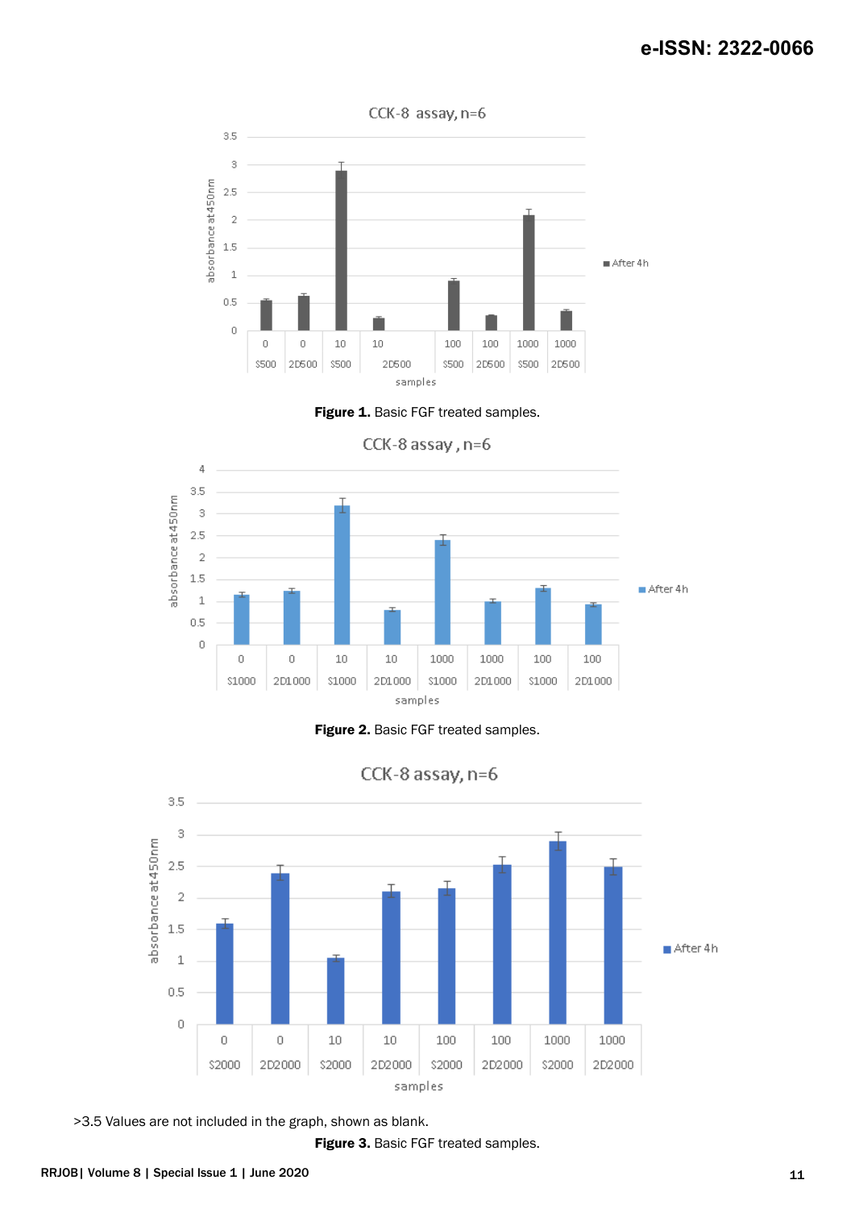Figure 1. Basic FGF treated samples.

Figure 2. Basic FGF treated samples.

>3.5 Values are not included in the graph, shown as blank.

Figure 3. Basic FGF treated samples.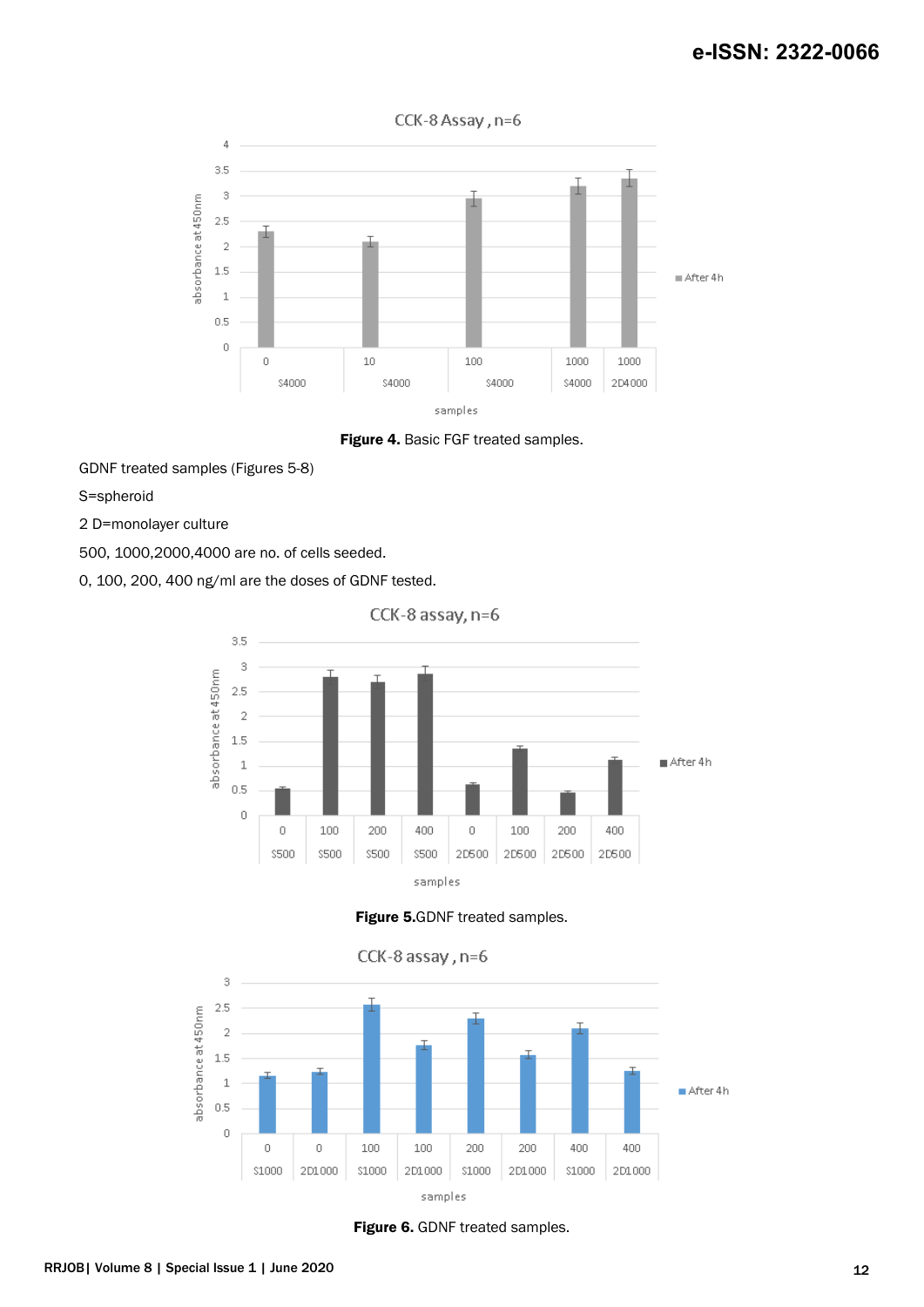**Figure 4.** Basic FGF treated samples.

GDNF treated samples (Figures 5-8)

S=spheroid

2 D=monolayer culture

500, 1000,2000,4000 are no. of cells seeded.

0, 100, 200, 400 ng/ml are the doses of GDNF tested.

**Figure 5.**GDNF treated samples.

**Figure 6.** GDNF treated samples.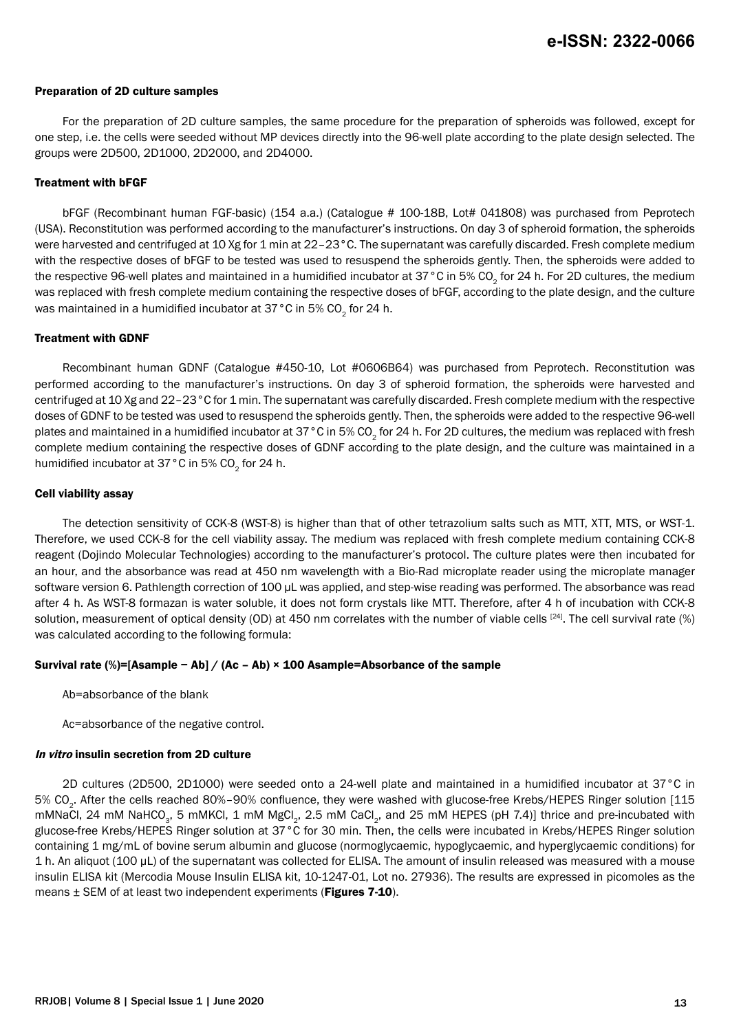#### Preparation of 2D culture samples

For the preparation of 2D culture samples, the same procedure for the preparation of spheroids was followed, except for one step, i.e. the cells were seeded without MP devices directly into the 96-well plate according to the plate design selected. The groups were 2D500, 2D1000, 2D2000, and 2D4000.

#### Treatment with bFGF

bFGF (Recombinant human FGF-basic) (154 a.a.) (Catalogue # 100-18B, Lot# 041808) was purchased from Peprotech (USA). Reconstitution was performed according to the manufacturer's instructions. On day 3 of spheroid formation, the spheroids were harvested and centrifuged at 10 Xg for 1 min at 22–23°C. The supernatant was carefully discarded. Fresh complete medium with the respective doses of bFGF to be tested was used to resuspend the spheroids gently. Then, the spheroids were added to the respective 96-well plates and maintained in a humidified incubator at 37°C in 5% $CO_2$ for 24 h. For 2D cultures, the medium was replaced with fresh complete medium containing the respective doses of bFGF, according to the plate design, and the culture was maintained in a humidified incubator at 37°C in 5% $CO_2$ for 24 h.

#### Treatment with GDNF

Recombinant human GDNF (Catalogue #450-10, Lot #0606B64) was purchased from Peprotech. Reconstitution was performed according to the manufacturer's instructions. On day 3 of spheroid formation, the spheroids were harvested and centrifuged at 10 Xg and 22–23°C for 1 min. The supernatant was carefully discarded. Fresh complete medium with the respective doses of GDNF to be tested was used to resuspend the spheroids gently. Then, the spheroids were added to the respective 96-well plates and maintained in a humidified incubator at 37°C in 5% $CO_2$ for 24 h. For 2D cultures, the medium was replaced with fresh complete medium containing the respective doses of GDNF according to the plate design, and the culture was maintained in a humidified incubator at 37°C in 5% $CO_2$ for 24 h.

#### Cell viability assay

The detection sensitivity of CCK-8 (WST-8) is higher than that of other tetrazolium salts such as MTT, XTT, MTS, or WST-1. Therefore, we used CCK-8 for the cell viability assay. The medium was replaced with fresh complete medium containing CCK-8 reagent (Dojindo Molecular Technologies) according to the manufacturer's protocol. The culture plates were then incubated for an hour, and the absorbance was read at 450 nm wavelength with a Bio-Rad microplate reader using the microplate manager software version 6. Pathlength correction of 100 µL was applied, and step-wise reading was performed. The absorbance was read after 4 h. As WST-8 formazan is water soluble, it does not form crystals like MTT. Therefore, after 4 h of incubation with CCK-8 solution, measurement of optical density (OD) at 450 nm correlates with the number of viable cells [24]. The cell survival rate (%) was calculated according to the following formula:

**Survival rate (%)=[Asample − Ab] / (Ac – Ab) × 100 Asample=Absorbance of the sample**

Ab=absorbance of the blank

Ac=absorbance of the negative control.

#### *In vitro* insulin secretion from 2D culture

2D cultures (2D500, 2D1000) were seeded onto a 24-well plate and maintained in a humidified incubator at 37°C in 5% $CO_2$. After the cells reached 80%–90% confluence, they were washed with glucose-free Krebs/HEPES Ringer solution [115 mMNaCl, 24 mM $NaHCO_3$, 5 mMKCl, 1 mM $MgCl_2$, 2.5 mM $CaCl_2$, and 25 mM HEPES (pH 7.4)] thrice and pre-incubated with glucose-free Krebs/HEPES Ringer solution at 37°C for 30 min. Then, the cells were incubated in Krebs/HEPES Ringer solution containing 1 mg/mL of bovine serum albumin and glucose (normoglycaemic, hypoglycaemic, and hyperglycaemic conditions) for 1 h. An aliquot (100 µL) of the supernatant was collected for ELISA. The amount of insulin released was measured with a mouse insulin ELISA kit (Mercodia Mouse Insulin ELISA kit, 10-1247-01, Lot no. 27936). The results are expressed in picomoles as the means ± SEM of at least two independent experiments (**Figures 7-10**).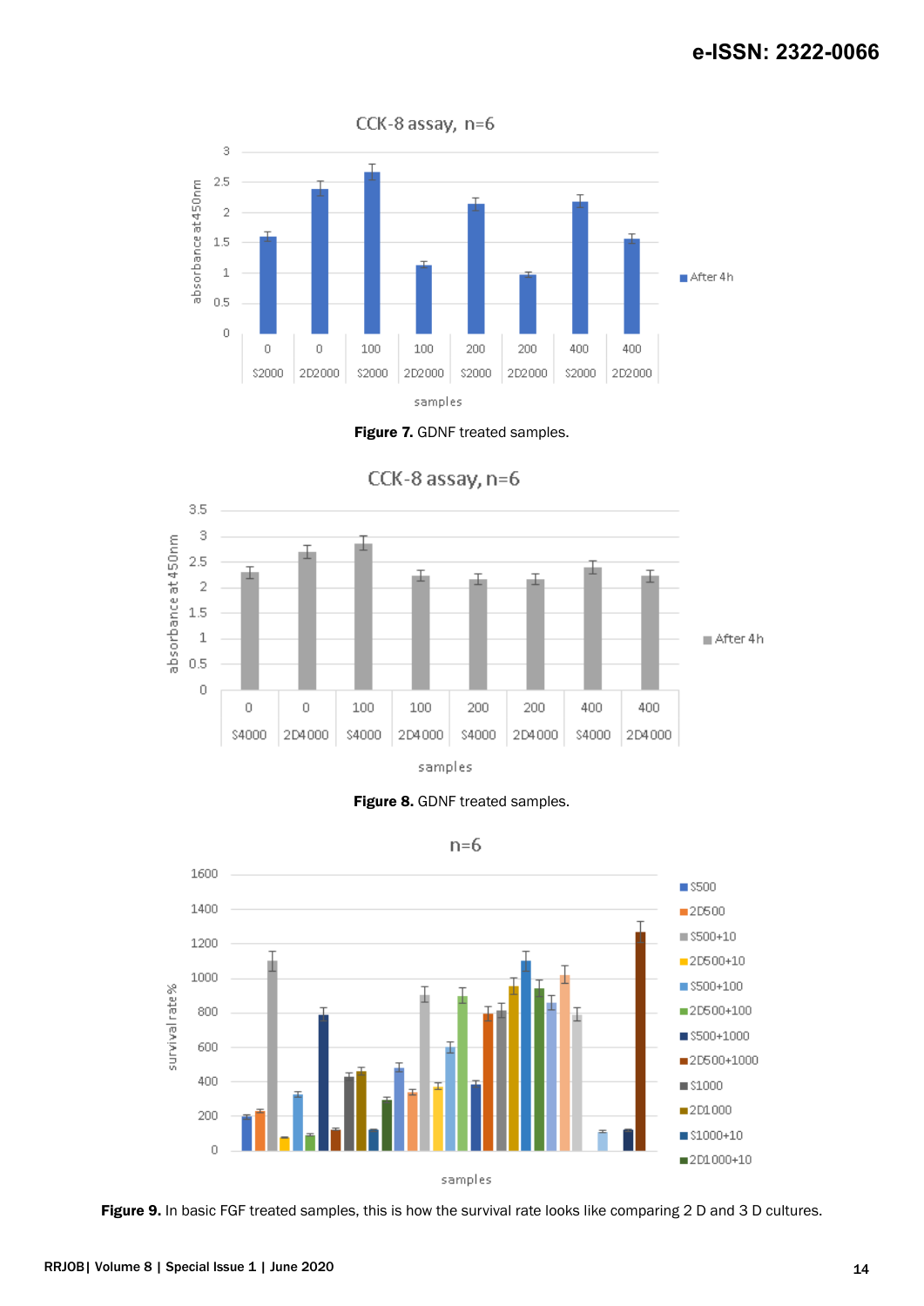**Figure 7.** GDNF treated samples.

**Figure 8.** GDNF treated samples.

**Figure 9.** In basic FGF treated samples, this is how the survival rate looks like comparing 2 D and 3 D cultures.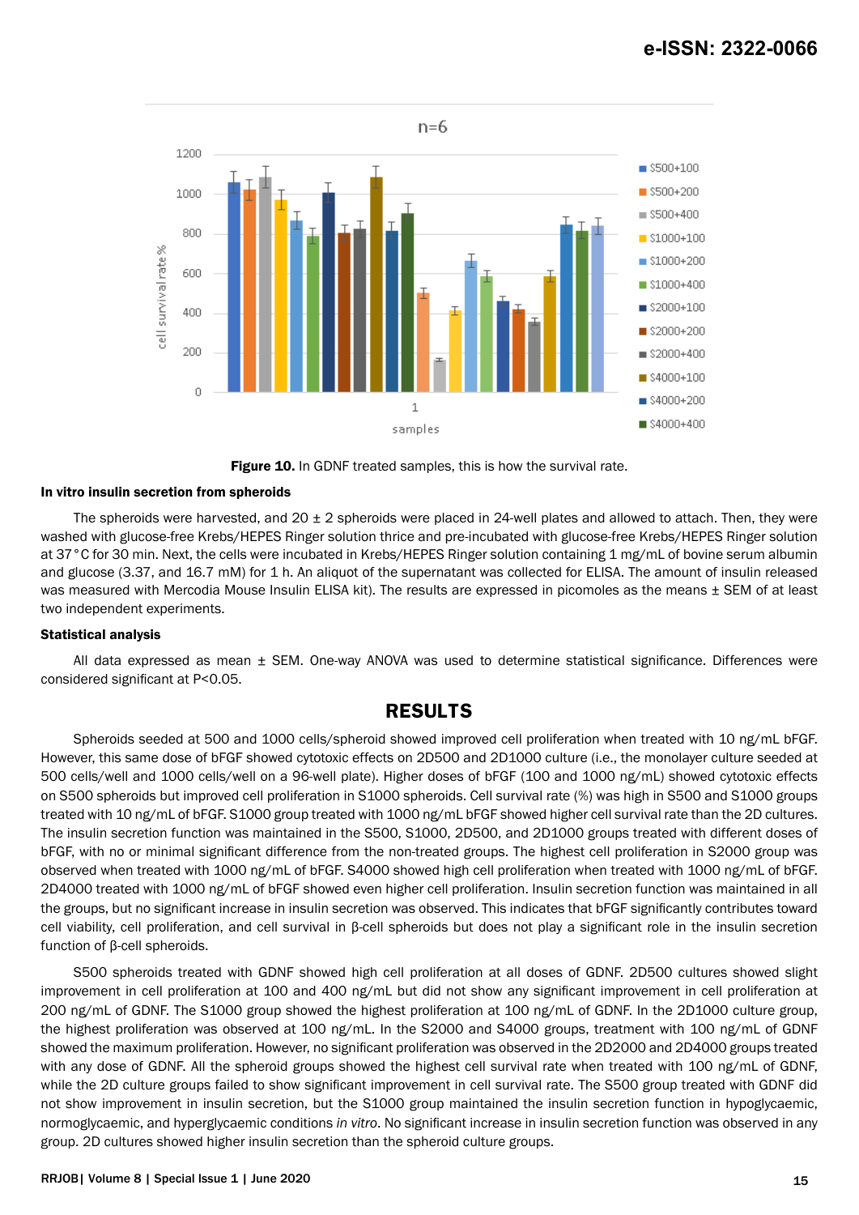**Figure 10.** In GDNF treated samples, this is how the survival rate.

### In vitro insulin secretion from spheroids

The spheroids were harvested, and 20 ± 2 spheroids were placed in 24-well plates and allowed to attach. Then, they were washed with glucose-free Krebs/HEPES Ringer solution thrice and pre-incubated with glucose-free Krebs/HEPES Ringer solution at 37 °C for 30 min. Next, the cells were incubated in Krebs/HEPES Ringer solution containing 1 mg/mL of bovine serum albumin and glucose (3.37, and 16.7 mM) for 1 h. An aliquot of the supernatant was collected for ELISA. The amount of insulin released was measured with Mercodia Mouse Insulin ELISA kit). The results are expressed in picomoles as the means ± SEM of at least two independent experiments.

### Statistical analysis

All data expressed as mean ± SEM. One-way ANOVA was used to determine statistical significance. Differences were considered significant at $P<0.05$.

## RESULTS

Spheroids seeded at 500 and 1000 cells/spheroid showed improved cell proliferation when treated with 10 ng/mL bFGF. However, this same dose of bFGF showed cytotoxic effects on 2D500 and 2D1000 culture (i.e., the monolayer culture seeded at 500 cells/well and 1000 cells/well on a 96-well plate). Higher doses of bFGF (100 and 1000 ng/mL) showed cytotoxic effects on S500 spheroids but improved cell proliferation in S1000 spheroids. Cell survival rate (%) was high in S500 and S1000 groups treated with 10 ng/mL of bFGF. S1000 group treated with 1000 ng/mL bFGF showed higher cell survival rate than the 2D cultures. The insulin secretion function was maintained in the S500, S1000, 2D500, and 2D1000 groups treated with different doses of bFGF, with no or minimal significant difference from the non-treated groups. The highest cell proliferation in S2000 group was observed when treated with 1000 ng/mL of bFGF. S4000 showed high cell proliferation when treated with 1000 ng/mL of bFGF. 2D4000 treated with 1000 ng/mL of bFGF showed even higher cell proliferation. Insulin secretion function was maintained in all the groups, but no significant increase in insulin secretion was observed. This indicates that bFGF significantly contributes toward cell viability, cell proliferation, and cell survival in β-cell spheroids but does not play a significant role in the insulin secretion function of β-cell spheroids.

S500 spheroids treated with GDNF showed high cell proliferation at all doses of GDNF. 2D500 cultures showed slight improvement in cell proliferation at 100 and 400 ng/mL but did not show any significant improvement in cell proliferation at 200 ng/mL of GDNF. The S1000 group showed the highest proliferation at 100 ng/mL of GDNF. In the 2D1000 culture group, the highest proliferation was observed at 100 ng/mL. In the S2000 and S4000 groups, treatment with 100 ng/mL of GDNF showed the maximum proliferation. However, no significant proliferation was observed in the 2D2000 and 2D4000 groups treated with any dose of GDNF. All the spheroid groups showed the highest cell survival rate when treated with 100 ng/mL of GDNF, while the 2D culture groups failed to show significant improvement in cell survival rate. The S500 group treated with GDNF did not show improvement in insulin secretion, but the S1000 group maintained the insulin secretion function in hypoglycaemic, normoglycaemic, and hyperglycaemic conditions *in vitro*. No significant increase in insulin secretion function was observed in any group. 2D cultures showed higher insulin secretion than the spheroid culture groups.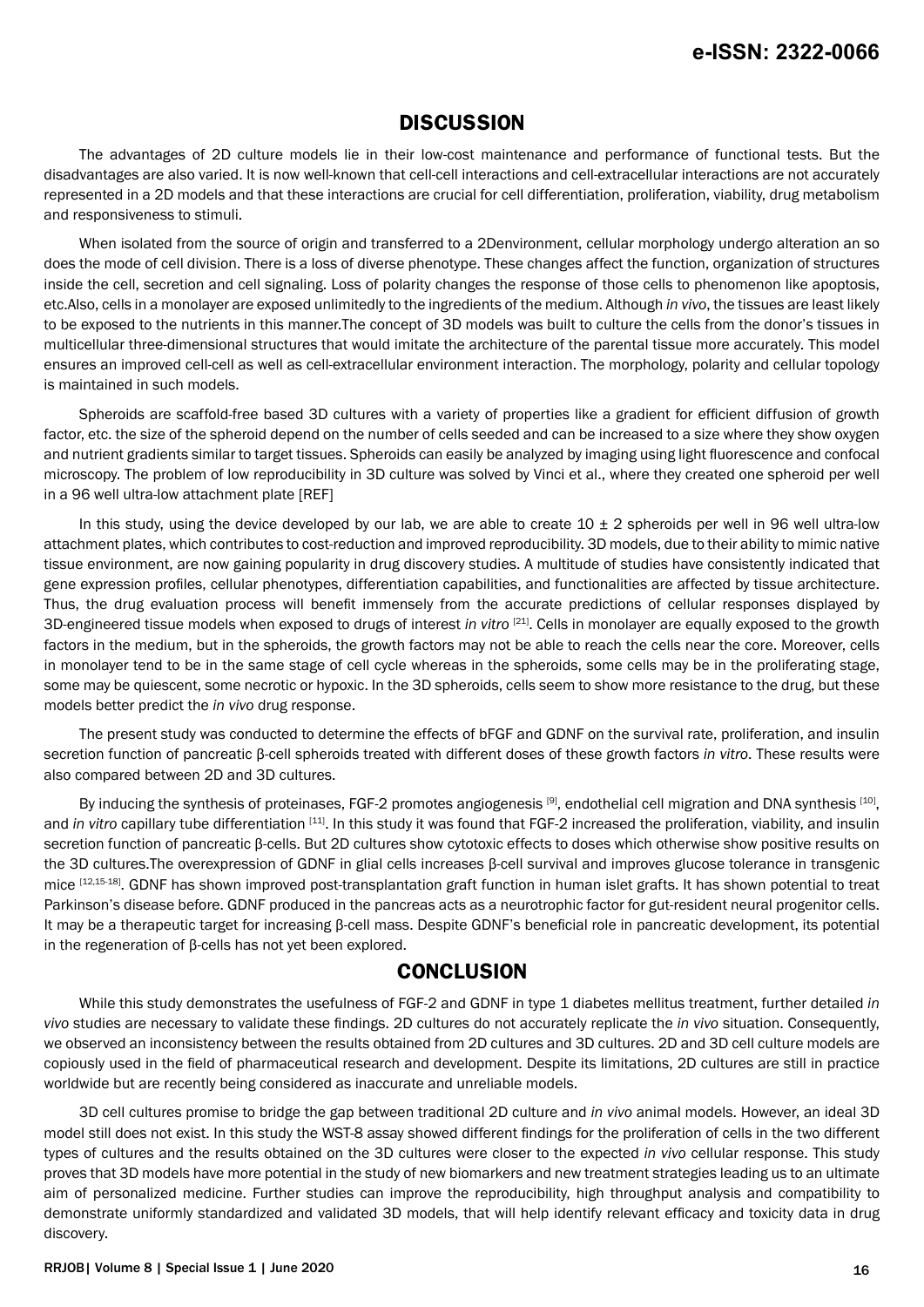## DISCUSSION

The advantages of 2D culture models lie in their low-cost maintenance and performance of functional tests. But the disadvantages are also varied. It is now well-known that cell-cell interactions and cell-extracellular interactions are not accurately represented in a 2D models and that these interactions are crucial for cell differentiation, proliferation, viability, drug metabolism and responsiveness to stimuli.

When isolated from the source of origin and transferred to a 2Denvironment, cellular morphology undergo alteration an so does the mode of cell division. There is a loss of diverse phenotype. These changes affect the function, organization of structures inside the cell, secretion and cell signaling. Loss of polarity changes the response of those cells to phenomenon like apoptosis, etc.Also, cells in a monolayer are exposed unlimitedly to the ingredients of the medium. Although *in vivo*, the tissues are least likely to be exposed to the nutrients in this manner.The concept of 3D models was built to culture the cells from the donor's tissues in multicellular three-dimensional structures that would imitate the architecture of the parental tissue more accurately. This model ensures an improved cell-cell as well as cell-extracellular environment interaction. The morphology, polarity and cellular topology is maintained in such models.

Spheroids are scaffold-free based 3D cultures with a variety of properties like a gradient for efficient diffusion of growth factor, etc. the size of the spheroid depend on the number of cells seeded and can be increased to a size where they show oxygen and nutrient gradients similar to target tissues. Spheroids can easily be analyzed by imaging using light fluorescence and confocal microscopy. The problem of low reproducibility in 3D culture was solved by Vinci et al., where they created one spheroid per well in a 96 well ultra-low attachment plate [REF]

In this study, using the device developed by our lab, we are able to create $10 \pm 2$ spheroids per well in 96 well ultra-low attachment plates, which contributes to cost-reduction and improved reproducibility. 3D models, due to their ability to mimic native tissue environment, are now gaining popularity in drug discovery studies. A multitude of studies have consistently indicated that gene expression profiles, cellular phenotypes, differentiation capabilities, and functionalities are affected by tissue architecture. Thus, the drug evaluation process will benefit immensely from the accurate predictions of cellular responses displayed by 3D-engineered tissue models when exposed to drugs of interest *in vitro* [21]. Cells in monolayer are equally exposed to the growth factors in the medium, but in the spheroids, the growth factors may not be able to reach the cells near the core. Moreover, cells in monolayer tend to be in the same stage of cell cycle whereas in the spheroids, some cells may be in the proliferating stage, some may be quiescent, some necrotic or hypoxic. In the 3D spheroids, cells seem to show more resistance to the drug, but these models better predict the *in vivo* drug response.

The present study was conducted to determine the effects of bFGF and GDNF on the survival rate, proliferation, and insulin secretion function of pancreatic β-cell spheroids treated with different doses of these growth factors *in vitro*. These results were also compared between 2D and 3D cultures.

By inducing the synthesis of proteinases, FGF-2 promotes angiogenesis [9], endothelial cell migration and DNA synthesis [10], and *in vitro* capillary tube differentiation [11]. In this study it was found that FGF-2 increased the proliferation, viability, and insulin secretion function of pancreatic β-cells. But 2D cultures show cytotoxic effects to doses which otherwise show positive results on the 3D cultures.The overexpression of GDNF in glial cells increases β-cell survival and improves glucose tolerance in transgenic mice [12,15-18]. GDNF has shown improved post-transplantation graft function in human islet grafts. It has shown potential to treat Parkinson's disease before. GDNF produced in the pancreas acts as a neurotrophic factor for gut-resident neural progenitor cells. It may be a therapeutic target for increasing β-cell mass. Despite GDNF's beneficial role in pancreatic development, its potential in the regeneration of β-cells has not yet been explored.

## CONCLUSION

While this study demonstrates the usefulness of FGF-2 and GDNF in type 1 diabetes mellitus treatment, further detailed *in vivo* studies are necessary to validate these findings. 2D cultures do not accurately replicate the *in vivo* situation. Consequently, we observed an inconsistency between the results obtained from 2D cultures and 3D cultures. 2D and 3D cell culture models are copiously used in the field of pharmaceutical research and development. Despite its limitations, 2D cultures are still in practice worldwide but are recently being considered as inaccurate and unreliable models.

3D cell cultures promise to bridge the gap between traditional 2D culture and *in vivo* animal models. However, an ideal 3D model still does not exist. In this study the WST-8 assay showed different findings for the proliferation of cells in the two different types of cultures and the results obtained on the 3D cultures were closer to the expected *in vivo* cellular response. This study proves that 3D models have more potential in the study of new biomarkers and new treatment strategies leading us to an ultimate aim of personalized medicine. Further studies can improve the reproducibility, high throughput analysis and compatibility to demonstrate uniformly standardized and validated 3D models, that will help identify relevant efficacy and toxicity data in drug discovery.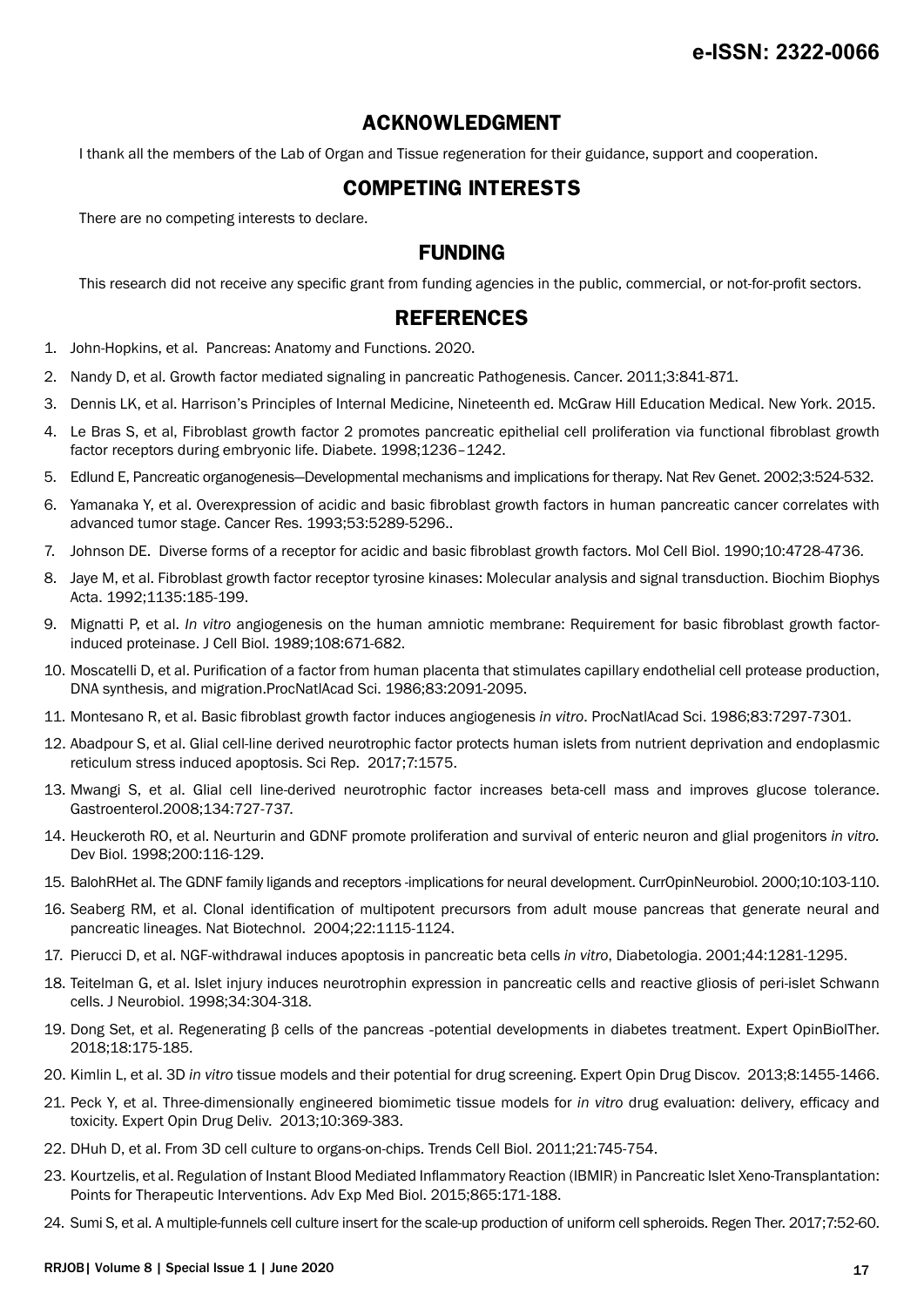## ACKNOWLEDGMENT

I thank all the members of the Lab of Organ and Tissue regeneration for their guidance, support and cooperation.

## COMPETING INTERESTS

There are no competing interests to declare.

## FUNDING

This research did not receive any specific grant from funding agencies in the public, commercial, or not-for-profit sectors.

## REFERENCES

1. John-Hopkins, et al. Pancreas: Anatomy and Functions. 2020.
2. Nandy D, et al. Growth factor mediated signaling in pancreatic Pathogenesis. Cancer. 2011;3:841-871.
3. Dennis LK, et al. Harrison's Principles of Internal Medicine, Nineteenth ed. McGraw Hill Education Medical. New York. 2015.
4. Le Bras S, et al, Fibroblast growth factor 2 promotes pancreatic epithelial cell proliferation via functional fibroblast growth factor receptors during embryonic life. Diabete. 1998;1236–1242.
5. Edlund E, Pancreatic organogenesis—Developmental mechanisms and implications for therapy. Nat Rev Genet. 2002;3:524-532.
6. Yamanaka Y, et al. Overexpression of acidic and basic fibroblast growth factors in human pancreatic cancer correlates with advanced tumor stage. Cancer Res. 1993;53:5289-5296..
7. Johnson DE. Diverse forms of a receptor for acidic and basic fibroblast growth factors. Mol Cell Biol. 1990;10:4728-4736.
8. Jaye M, et al. Fibroblast growth factor receptor tyrosine kinases: Molecular analysis and signal transduction. Biochim Biophys Acta. 1992;1135:185-199.
9. Mignatti P, et al. *In vitro* angiogenesis on the human amniotic membrane: Requirement for basic fibroblast growth factor-induced proteinase. J Cell Biol. 1989;108:671-682.
10. Moscatelli D, et al. Purification of a factor from human placenta that stimulates capillary endothelial cell protease production, DNA synthesis, and migration.ProcNatlAcad Sci. 1986;83:2091-2095.
11. Montesano R, et al. Basic fibroblast growth factor induces angiogenesis *in vitro*. ProcNatlAcad Sci. 1986;83:7297-7301.
12. Abadpour S, et al. Glial cell-line derived neurotrophic factor protects human islets from nutrient deprivation and endoplasmic reticulum stress induced apoptosis. Sci Rep. 2017;7:1575.
13. Mwangi S, et al. Glial cell line-derived neurotrophic factor increases beta-cell mass and improves glucose tolerance. Gastroenterol.2008;134:727-737.
14. Heuckeroth RO, et al. Neurturin and GDNF promote proliferation and survival of enteric neuron and glial progenitors *in vitro.* Dev Biol. 1998;200:116-129.
15. BalohRHet al. The GDNF family ligands and receptors -implications for neural development. CurrOpinNeurobiol. 2000;10:103-110.
16. Seaberg RM, et al. Clonal identification of multipotent precursors from adult mouse pancreas that generate neural and pancreatic lineages. Nat Biotechnol. 2004;22:1115-1124.
17. Pierucci D, et al. NGF-withdrawal induces apoptosis in pancreatic beta cells *in vitro*, Diabetologia. 2001;44:1281-1295.
18. Teitelman G, et al. Islet injury induces neurotrophin expression in pancreatic cells and reactive gliosis of peri-islet Schwann cells. J Neurobiol. 1998;34:304-318.
19. Dong Set, et al. Regenerating β cells of the pancreas -potential developments in diabetes treatment. Expert OpinBiolTher. 2018;18:175-185.
20. Kimlin L, et al. 3D *in vitro* tissue models and their potential for drug screening. Expert Opin Drug Discov. 2013;8:1455-1466.
21. Peck Y, et al. Three-dimensionally engineered biomimetic tissue models for *in vitro* drug evaluation: delivery, efficacy and toxicity. Expert Opin Drug Deliv. 2013;10:369-383.
22. DHuh D, et al. From 3D cell culture to organs-on-chips. Trends Cell Biol. 2011;21:745-754.
23. Kourtzelis, et al. Regulation of Instant Blood Mediated Inflammatory Reaction (IBMIR) in Pancreatic Islet Xeno-Transplantation: Points for Therapeutic Interventions. Adv Exp Med Biol. 2015;865:171-188.
24. Sumi S, et al. A multiple-funnels cell culture insert for the scale-up production of uniform cell spheroids. Regen Ther. 2017;7:52-60.